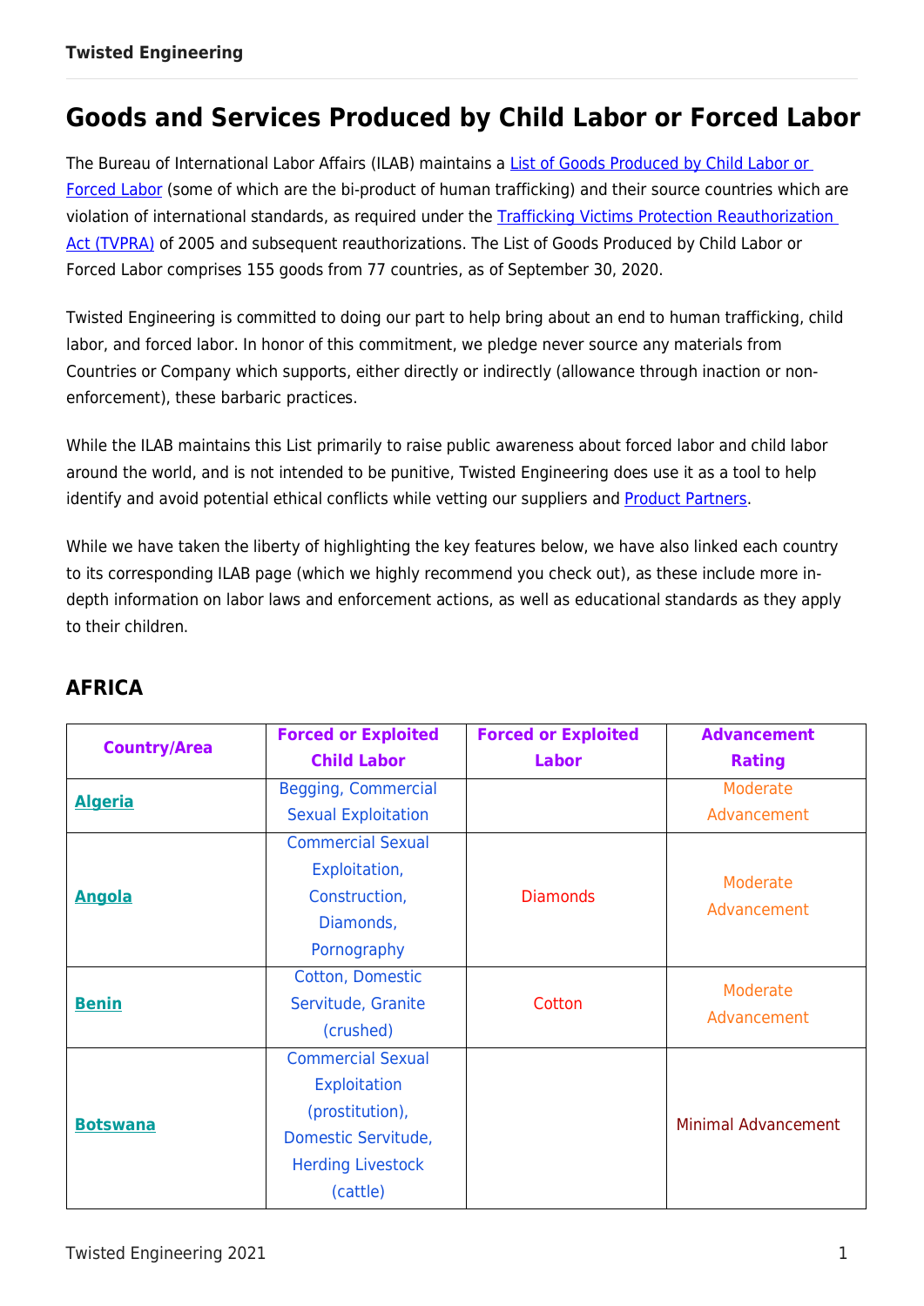# Goods and Services Produced by Child Labor or Forced Labor

The Bureau of International Labor Affairs (ILAB) maintains a [List of Goods Produced by Child Labor or Forced Labor]() (some of which are the bi-product of human trafficking) and their source countries which are violation of international standards, as required under the [Trafficking Victims Protection Reauthorization Act (TVPRA)]() of 2005 and subsequent reauthorizations. The List of Goods Produced by Child Labor or Forced Labor comprises 155 goods from 77 countries, as of September 30, 2020.

Twisted Engineering is committed to doing our part to help bring about an end to human trafficking, child labor, and forced labor. In honor of this commitment, we pledge never source any materials from Countries or Company which supports, either directly or indirectly (allowance through inaction or non-enforcement), these barbaric practices.

While the ILAB maintains this List primarily to raise public awareness about forced labor and child labor around the world, and is not intended to be punitive, Twisted Engineering does use it as a tool to help identify and avoid potential ethical conflicts while vetting our suppliers and [Product Partners]().

While we have taken the liberty of highlighting the key features below, we have also linked each country to its corresponding ILAB page (which we highly recommend you check out), as these include more in-depth information on labor laws and enforcement actions, as well as educational standards as they apply to their children.

## AFRICA

| Country/Area | Forced or Exploited Child Labor | Forced or Exploited Labor | Advancement Rating |
|---|---|---|---|
| **Algeria** | Begging, Commercial Sexual Exploitation | | Moderate Advancement |
| **Angola** | Commercial Sexual Exploitation, Construction, Diamonds, Pornography | Diamonds | Moderate Advancement |
| **Benin** | Cotton, Domestic Servitude, Granite (crushed) | Cotton | Moderate Advancement |
| **Botswana** | Commercial Sexual Exploitation (prostitution), Domestic Servitude, Herding Livestock (cattle) | | Minimal Advancement |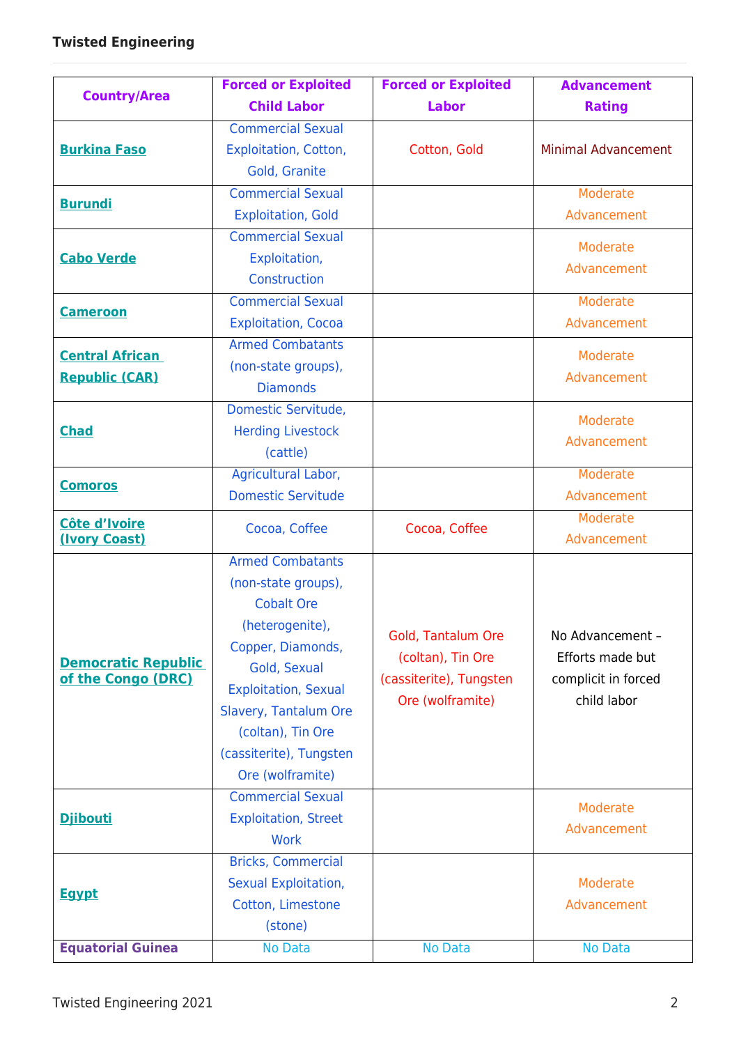| Country/Area | Forced or Exploited Child Labor | Forced or Exploited Labor | Advancement Rating |
|---|---|---|---|
| **Burkina Faso** | Commercial Sexual Exploitation, Cotton, Gold, Granite | Cotton, Gold | Minimal Advancement |
| **Burundi** | Commercial Sexual Exploitation, Gold | | Moderate Advancement |
| **Cabo Verde** | Commercial Sexual Exploitation, Construction | | Moderate Advancement |
| **Cameroon** | Commercial Sexual Exploitation, Cocoa | | Moderate Advancement |
| **Central African Republic (CAR)** | Armed Combatants (non-state groups), Diamonds | | Moderate Advancement |
| **Chad** | Domestic Servitude, Herding Livestock (cattle) | | Moderate Advancement |
| **Comoros** | Agricultural Labor, Domestic Servitude | | Moderate Advancement |
| **Côte d'Ivoire (Ivory Coast)** | Cocoa, Coffee | Cocoa, Coffee | Moderate Advancement |
| **Democratic Republic of the Congo (DRC)** | Armed Combatants (non-state groups), Cobalt Ore (heterogenite), Copper, Diamonds, Gold, Sexual Exploitation, Sexual Slavery, Tantalum Ore (coltan), Tin Ore (cassiterite), Tungsten Ore (wolframite) | Gold, Tantalum Ore (coltan), Tin Ore (cassiterite), Tungsten Ore (wolframite) | No Advancement – Efforts made but complicit in forced child labor |
| **Djibouti** | Commercial Sexual Exploitation, Street Work | | Moderate Advancement |
| **Egypt** | Bricks, Commercial Sexual Exploitation, Cotton, Limestone (stone) | | Moderate Advancement |
| **Equatorial Guinea** | No Data | No Data | No Data |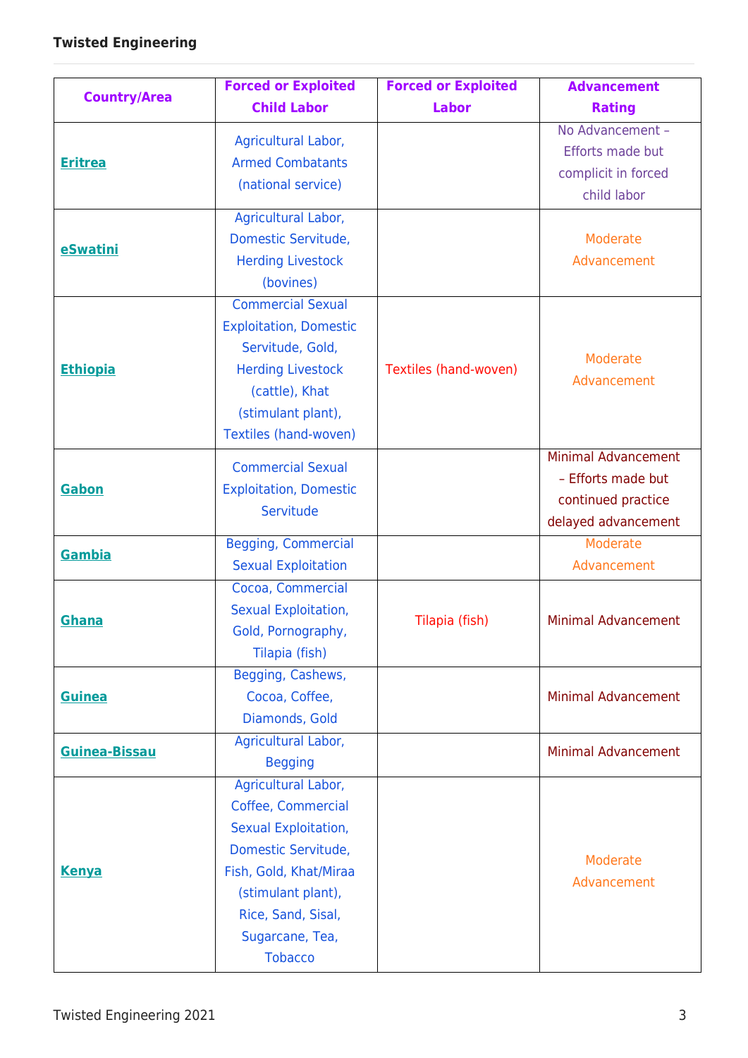| Country/Area | Forced or Exploited Child Labor | Forced or Exploited Labor | Advancement Rating |
|---|---|---|---|
| **Eritrea** | Agricultural Labor, Armed Combatants (national service) | | No Advancement – Efforts made but complicit in forced child labor |
| **eSwatini** | Agricultural Labor, Domestic Servitude, Herding Livestock (bovines) | | Moderate Advancement |
| **Ethiopia** | Commercial Sexual Exploitation, Domestic Servitude, Gold, Herding Livestock (cattle), Khat (stimulant plant), Textiles (hand-woven) | Textiles (hand-woven) | Moderate Advancement |
| **Gabon** | Commercial Sexual Exploitation, Domestic Servitude | | Minimal Advancement – Efforts made but continued practice delayed advancement |
| **Gambia** | Begging, Commercial Sexual Exploitation | | Moderate Advancement |
| **Ghana** | Cocoa, Commercial Sexual Exploitation, Gold, Pornography, Tilapia (fish) | Tilapia (fish) | Minimal Advancement |
| **Guinea** | Begging, Cashews, Cocoa, Coffee, Diamonds, Gold | | Minimal Advancement |
| **Guinea-Bissau** | Agricultural Labor, Begging | | Minimal Advancement |
| **Kenya** | Agricultural Labor, Coffee, Commercial Sexual Exploitation, Domestic Servitude, Fish, Gold, Khat/Miraa (stimulant plant), Rice, Sand, Sisal, Sugarcane, Tea, Tobacco | | Moderate Advancement |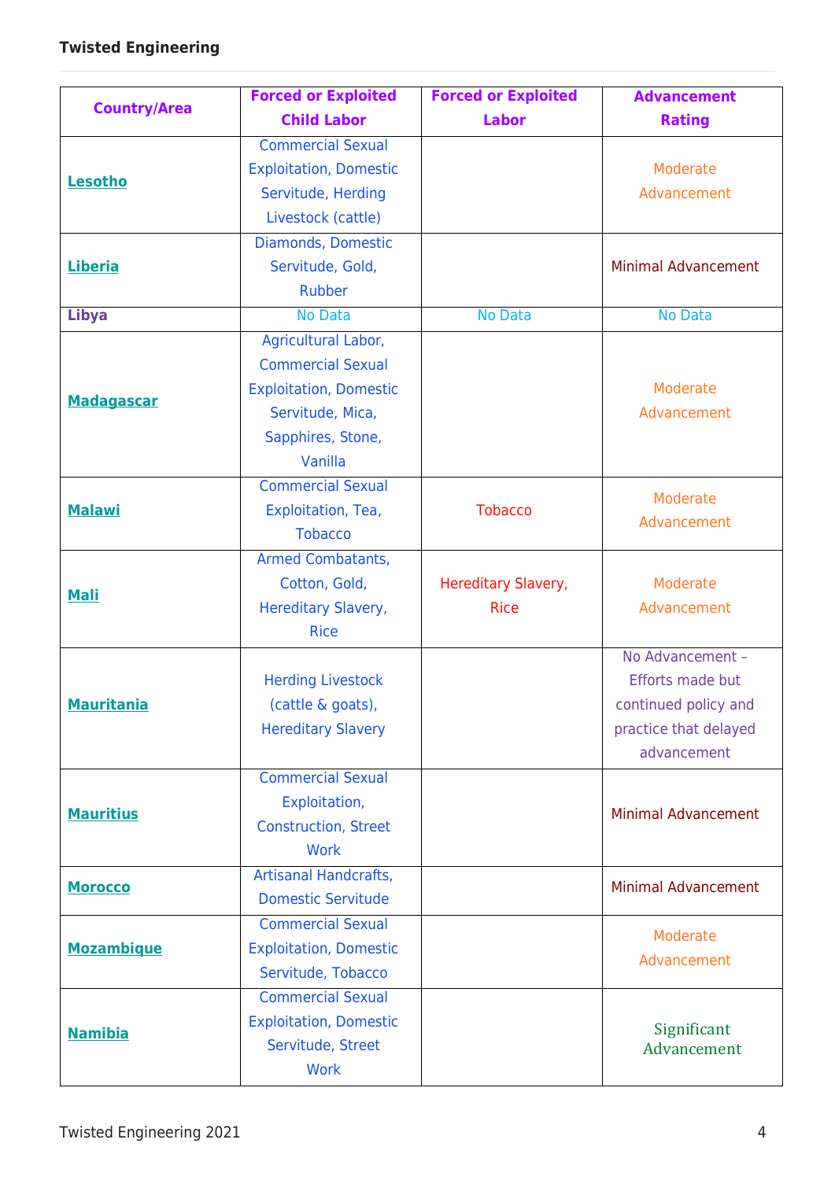| Country/Area | Forced or Exploited Child Labor | Forced or Exploited Labor | Advancement Rating |
|---|---|---|---|
| **Lesotho** | Commercial Sexual Exploitation, Domestic Servitude, Herding Livestock (cattle) | | Moderate Advancement |
| **Liberia** | Diamonds, Domestic Servitude, Gold, Rubber | | Minimal Advancement |
| **Libya** | No Data | No Data | No Data |
| **Madagascar** | Agricultural Labor, Commercial Sexual Exploitation, Domestic Servitude, Mica, Sapphires, Stone, Vanilla | | Moderate Advancement |
| **Malawi** | Commercial Sexual Exploitation, Tea, Tobacco | Tobacco | Moderate Advancement |
| **Mali** | Armed Combatants, Cotton, Gold, Hereditary Slavery, Rice | Hereditary Slavery, Rice | Moderate Advancement |
| **Mauritania** | Herding Livestock (cattle & goats), Hereditary Slavery | | No Advancement – Efforts made but continued policy and practice that delayed advancement |
| **Mauritius** | Commercial Sexual Exploitation, Construction, Street Work | | Minimal Advancement |
| **Morocco** | Artisanal Handcrafts, Domestic Servitude | | Minimal Advancement |
| **Mozambique** | Commercial Sexual Exploitation, Domestic Servitude, Tobacco | | Moderate Advancement |
| **Namibia** | Commercial Sexual Exploitation, Domestic Servitude, Street Work | | Significant Advancement |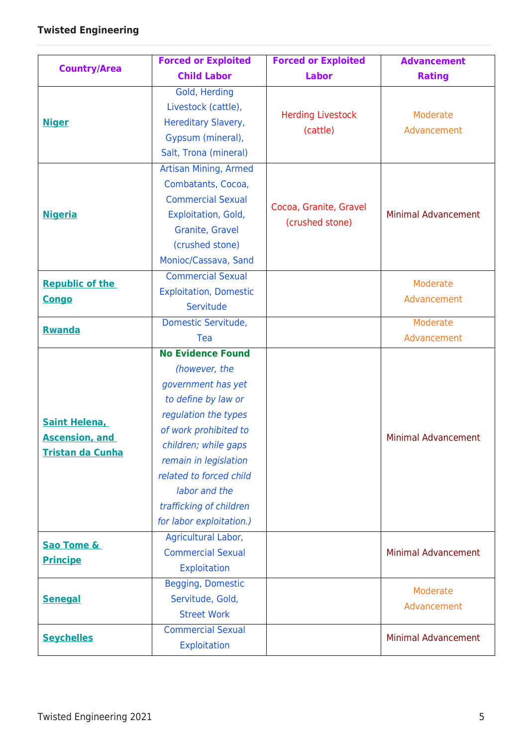| Country/Area | Forced or Exploited Child Labor | Forced or Exploited Labor | Advancement Rating |
|---|---|---|---|
| **Niger** | Gold, Herding Livestock (cattle), Hereditary Slavery, Gypsum (mineral), Salt, Trona (mineral) | Herding Livestock (cattle) | Moderate Advancement |
| **Nigeria** | Artisan Mining, Armed Combatants, Cocoa, Commercial Sexual Exploitation, Gold, Granite, Gravel (crushed stone) Monioc/Cassava, Sand | Cocoa, Granite, Gravel (crushed stone) | Minimal Advancement |
| **Republic of the Congo** | Commercial Sexual Exploitation, Domestic Servitude | | Moderate Advancement |
| **Rwanda** | Domestic Servitude, Tea | | Moderate Advancement |
| **Saint Helena, Ascension, and Tristan da Cunha** | **No Evidence Found** *(however, the government has yet to define by law or regulation the types of work prohibited to children; while gaps remain in legislation related to forced child labor and the trafficking of children for labor exploitation.)* | | Minimal Advancement |
| **Sao Tome & Principe** | Agricultural Labor, Commercial Sexual Exploitation | | Minimal Advancement |
| **Senegal** | Begging, Domestic Servitude, Gold, Street Work | | Moderate Advancement |
| **Seychelles** | Commercial Sexual Exploitation | | Minimal Advancement |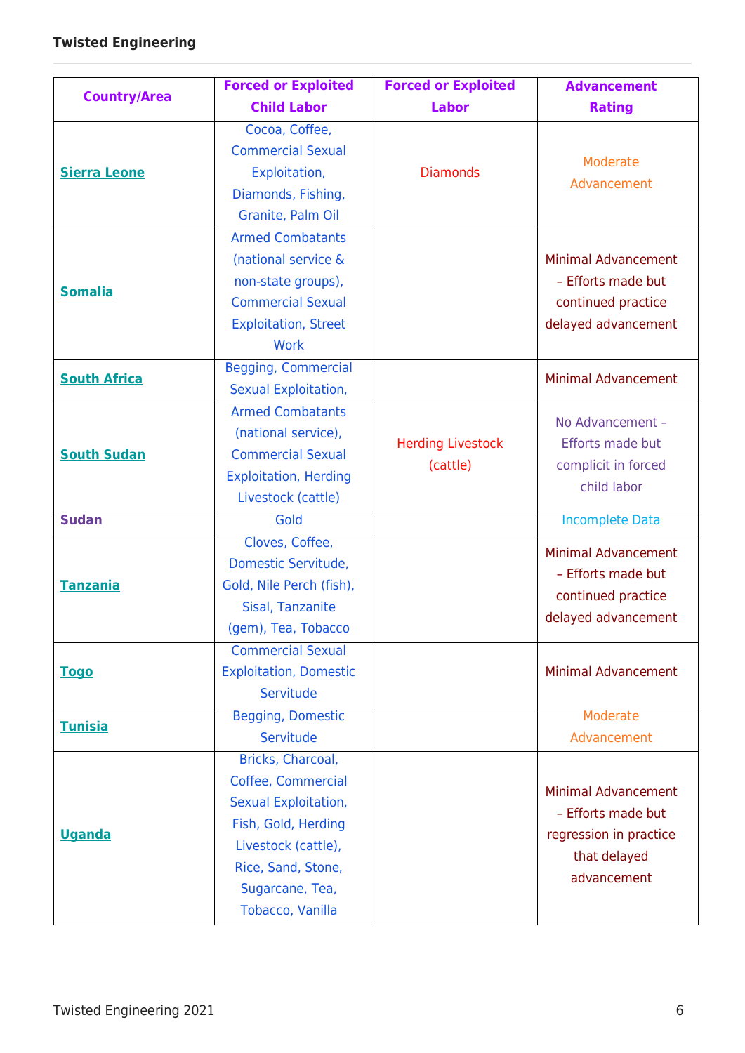| Country/Area | Forced or Exploited Child Labor | Forced or Exploited Labor | Advancement Rating |
|---|---|---|---|
| **Sierra Leone** | Cocoa, Coffee, Commercial Sexual Exploitation, Diamonds, Fishing, Granite, Palm Oil | Diamonds | Moderate Advancement |
| **Somalia** | Armed Combatants (national service & non-state groups), Commercial Sexual Exploitation, Street Work | | Minimal Advancement – Efforts made but continued practice delayed advancement |
| **South Africa** | Begging, Commercial Sexual Exploitation, | | Minimal Advancement |
| **South Sudan** | Armed Combatants (national service), Commercial Sexual Exploitation, Herding Livestock (cattle) | Herding Livestock (cattle) | No Advancement – Efforts made but complicit in forced child labor |
| **Sudan** | Gold | | Incomplete Data |
| **Tanzania** | Cloves, Coffee, Domestic Servitude, Gold, Nile Perch (fish), Sisal, Tanzanite (gem), Tea, Tobacco | | Minimal Advancement – Efforts made but continued practice delayed advancement |
| **Togo** | Commercial Sexual Exploitation, Domestic Servitude | | Minimal Advancement |
| **Tunisia** | Begging, Domestic Servitude | | Moderate Advancement |
| **Uganda** | Bricks, Charcoal, Coffee, Commercial Sexual Exploitation, Fish, Gold, Herding Livestock (cattle), Rice, Sand, Stone, Sugarcane, Tea, Tobacco, Vanilla | | Minimal Advancement – Efforts made but regression in practice that delayed advancement |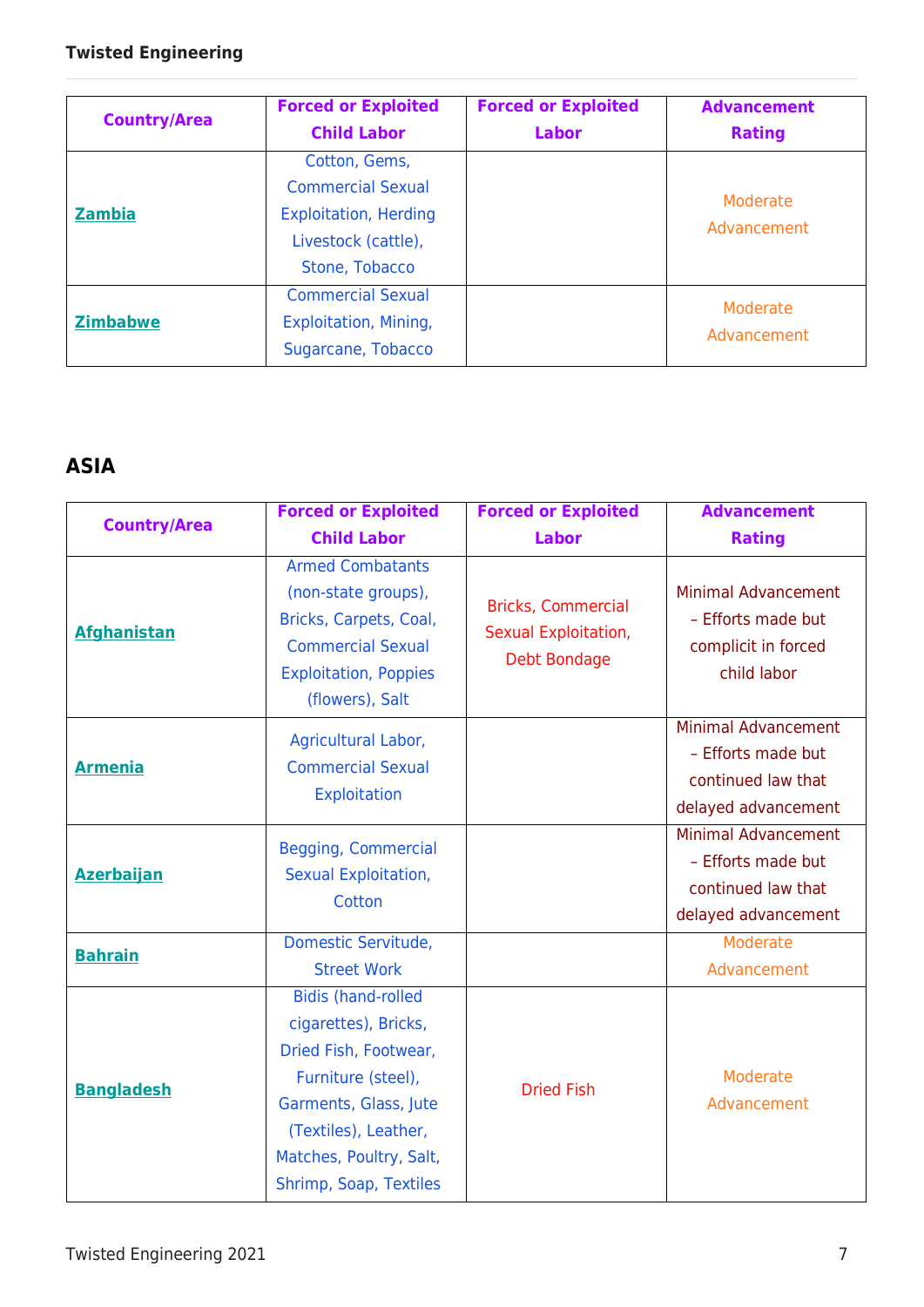| Country/Area | Forced or Exploited Child Labor | Forced or Exploited Labor | Advancement Rating |
|---|---|---|---|
| **Zambia** | Cotton, Gems, Commercial Sexual Exploitation, Herding Livestock (cattle), Stone, Tobacco | | Moderate Advancement |
| **Zimbabwe** | Commercial Sexual Exploitation, Mining, Sugarcane, Tobacco | | Moderate Advancement |

## ASIA

| Country/Area | Forced or Exploited Child Labor | Forced or Exploited Labor | Advancement Rating |
|---|---|---|---|
| **Afghanistan** | Armed Combatants (non-state groups), Bricks, Carpets, Coal, Commercial Sexual Exploitation, Poppies (flowers), Salt | Bricks, Commercial Sexual Exploitation, Debt Bondage | Minimal Advancement – Efforts made but complicit in forced child labor |
| **Armenia** | Agricultural Labor, Commercial Sexual Exploitation | | Minimal Advancement – Efforts made but continued law that delayed advancement |
| **Azerbaijan** | Begging, Commercial Sexual Exploitation, Cotton | | Minimal Advancement – Efforts made but continued law that delayed advancement |
| **Bahrain** | Domestic Servitude, Street Work | | Moderate Advancement |
| **Bangladesh** | Bidis (hand-rolled cigarettes), Bricks, Dried Fish, Footwear, Furniture (steel), Garments, Glass, Jute (Textiles), Leather, Matches, Poultry, Salt, Shrimp, Soap, Textiles | Dried Fish | Moderate Advancement |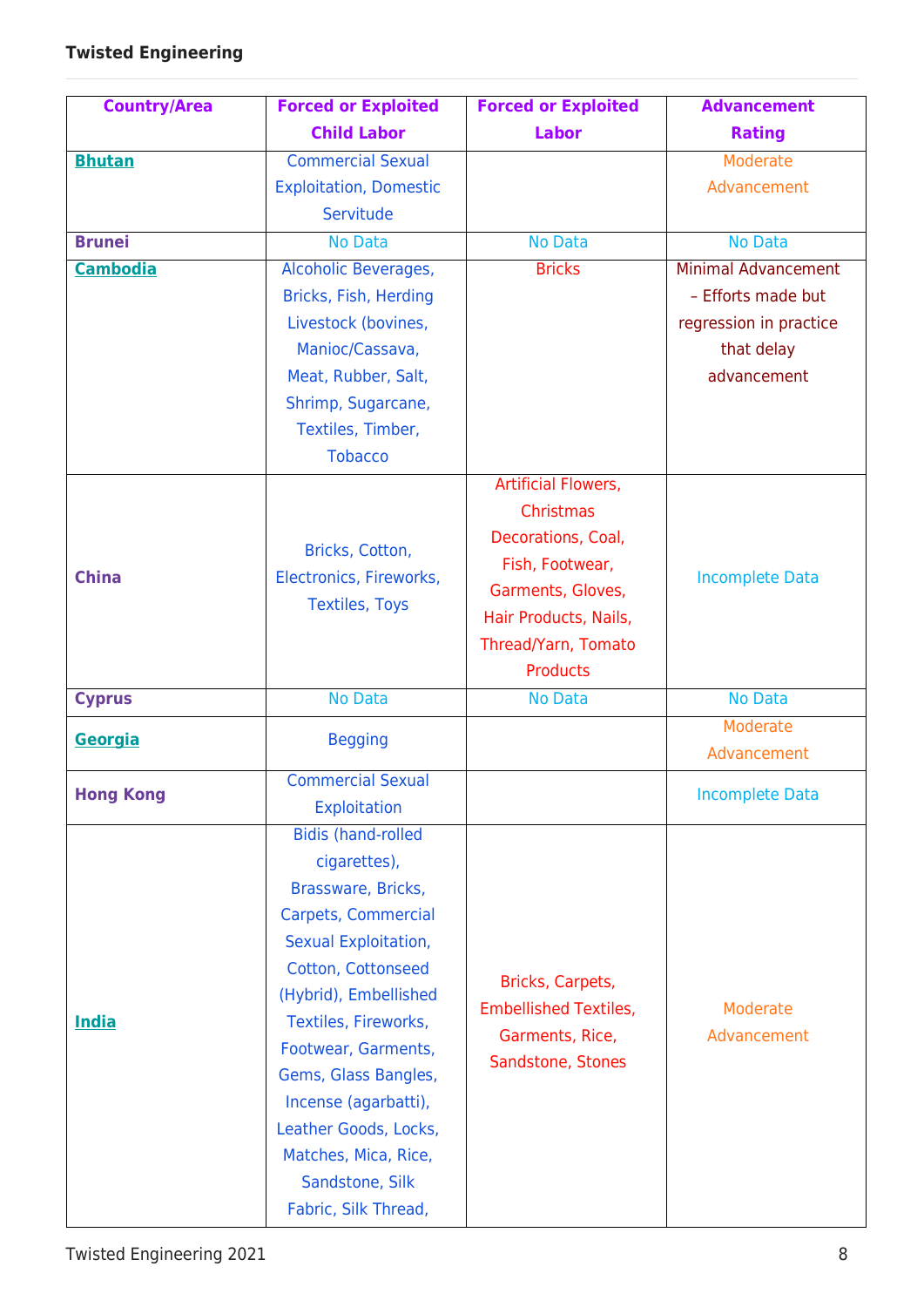| Country/Area | Forced or Exploited Child Labor | Forced or Exploited Labor | Advancement Rating |
|---|---|---|---|
| **Bhutan** | Commercial Sexual Exploitation, Domestic Servitude | | Moderate Advancement |
| **Brunei** | No Data | No Data | No Data |
| **Cambodia** | Alcoholic Beverages, Bricks, Fish, Herding Livestock (bovines, Manioc/Cassava, Meat, Rubber, Salt, Shrimp, Sugarcane, Textiles, Timber, Tobacco | Bricks | Minimal Advancement – Efforts made but regression in practice that delay advancement |
| **China** | Bricks, Cotton, Electronics, Fireworks, Textiles, Toys | Artificial Flowers, Christmas Decorations, Coal, Fish, Footwear, Garments, Gloves, Hair Products, Nails, Thread/Yarn, Tomato Products | Incomplete Data |
| **Cyprus** | No Data | No Data | No Data |
| **Georgia** | Begging | | Moderate Advancement |
| **Hong Kong** | Commercial Sexual Exploitation | | Incomplete Data |
| **India** | Bidis (hand-rolled cigarettes), Brassware, Bricks, Carpets, Commercial Sexual Exploitation, Cotton, Cottonseed (Hybrid), Embellished Textiles, Fireworks, Footwear, Garments, Gems, Glass Bangles, Incense (agarbatti), Leather Goods, Locks, Matches, Mica, Rice, Sandstone, Silk Fabric, Silk Thread, | Bricks, Carpets, Embellished Textiles, Garments, Rice, Sandstone, Stones | Moderate Advancement |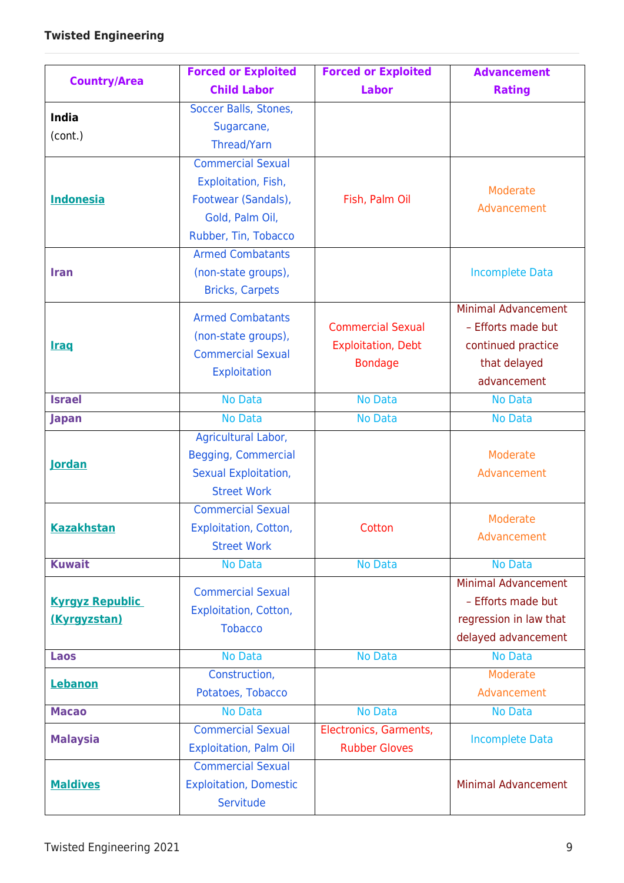| Country/Area | Forced or Exploited Child Labor | Forced or Exploited Labor | Advancement Rating |
|---|---|---|---|
| **India** (cont.) | Soccer Balls, Stones, Sugarcane, Thread/Yarn | | |
| **Indonesia** | Commercial Sexual Exploitation, Fish, Footwear (Sandals), Gold, Palm Oil, Rubber, Tin, Tobacco | Fish, Palm Oil | Moderate Advancement |
| **Iran** | Armed Combatants (non-state groups), Bricks, Carpets | | Incomplete Data |
| **Iraq** | Armed Combatants (non-state groups), Commercial Sexual Exploitation | Commercial Sexual Exploitation, Debt Bondage | Minimal Advancement – Efforts made but continued practice that delayed advancement |
| **Israel** | No Data | No Data | No Data |
| **Japan** | No Data | No Data | No Data |
| **Jordan** | Agricultural Labor, Begging, Commercial Sexual Exploitation, Street Work | | Moderate Advancement |
| **Kazakhstan** | Commercial Sexual Exploitation, Cotton, Street Work | Cotton | Moderate Advancement |
| **Kuwait** | No Data | No Data | No Data |
| **Kyrgyz Republic (Kyrgyzstan)** | Commercial Sexual Exploitation, Cotton, Tobacco | | Minimal Advancement – Efforts made but regression in law that delayed advancement |
| **Laos** | No Data | No Data | No Data |
| **Lebanon** | Construction, Potatoes, Tobacco | | Moderate Advancement |
| **Macao** | No Data | No Data | No Data |
| **Malaysia** | Commercial Sexual Exploitation, Palm Oil | Electronics, Garments, Rubber Gloves | Incomplete Data |
| **Maldives** | Commercial Sexual Exploitation, Domestic Servitude | | Minimal Advancement |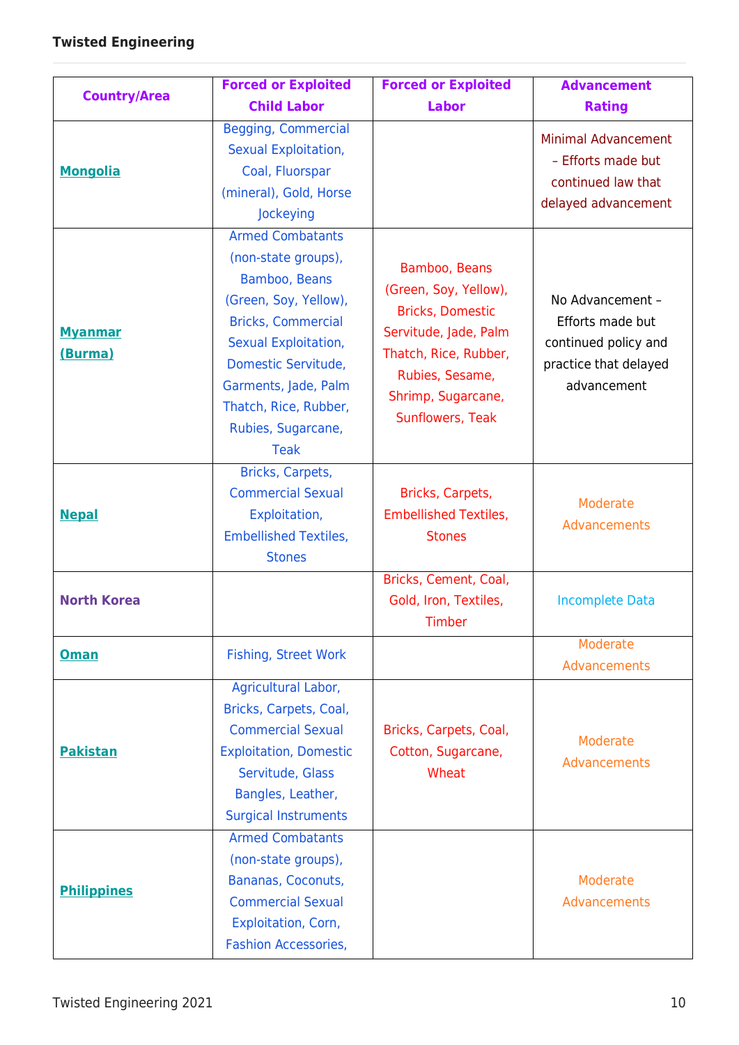| Country/Area | Forced or Exploited Child Labor | Forced or Exploited Labor | Advancement Rating |
|---|---|---|---|
| Mongolia | Begging, Commercial Sexual Exploitation, Coal, Fluorspar (mineral), Gold, Horse Jockeying | | Minimal Advancement – Efforts made but continued law that delayed advancement |
| Myanmar (Burma) | Armed Combatants (non-state groups), Bamboo, Beans (Green, Soy, Yellow), Bricks, Commercial Sexual Exploitation, Domestic Servitude, Garments, Jade, Palm Thatch, Rice, Rubber, Rubies, Sugarcane, Teak | Bamboo, Beans (Green, Soy, Yellow), Bricks, Domestic Servitude, Jade, Palm Thatch, Rice, Rubber, Rubies, Sesame, Shrimp, Sugarcane, Sunflowers, Teak | No Advancement – Efforts made but continued policy and practice that delayed advancement |
| Nepal | Bricks, Carpets, Commercial Sexual Exploitation, Embellished Textiles, Stones | Bricks, Carpets, Embellished Textiles, Stones | Moderate Advancements |
| North Korea | | Bricks, Cement, Coal, Gold, Iron, Textiles, Timber | Incomplete Data |
| Oman | Fishing, Street Work | | Moderate Advancements |
| Pakistan | Agricultural Labor, Bricks, Carpets, Coal, Commercial Sexual Exploitation, Domestic Servitude, Glass Bangles, Leather, Surgical Instruments | Bricks, Carpets, Coal, Cotton, Sugarcane, Wheat | Moderate Advancements |
| Philippines | Armed Combatants (non-state groups), Bananas, Coconuts, Commercial Sexual Exploitation, Corn, Fashion Accessories, | | Moderate Advancements |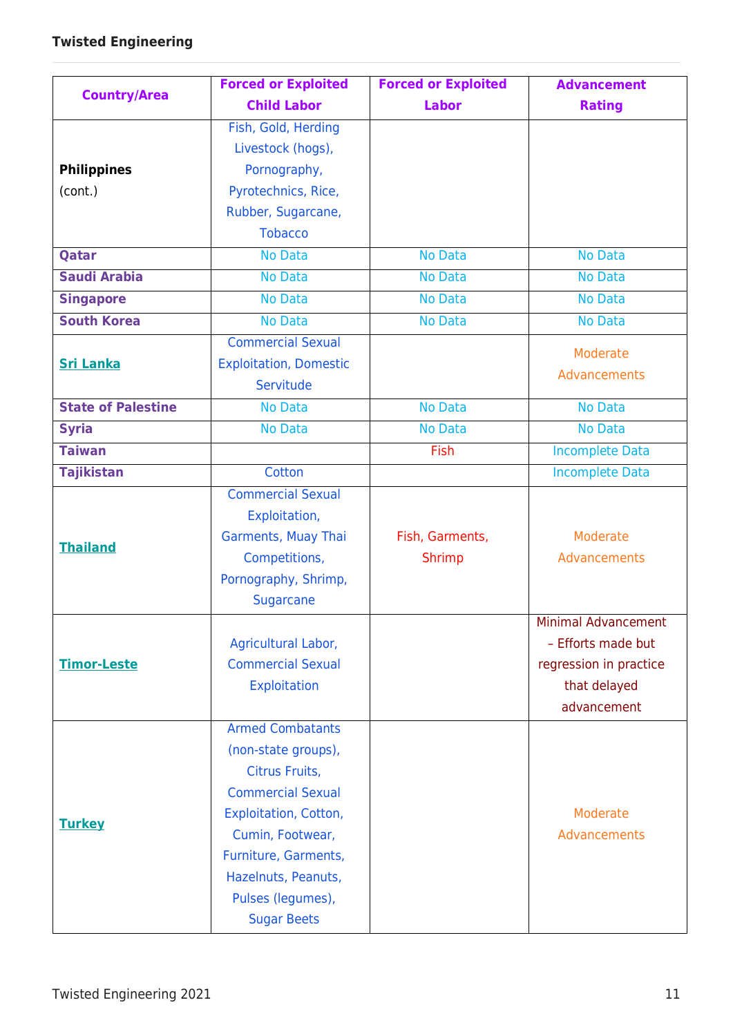| Country/Area | Forced or Exploited Child Labor | Forced or Exploited Labor | Advancement Rating |
|---|---|---|---|
| **Philippines** (cont.) | Fish, Gold, Herding Livestock (hogs), Pornography, Pyrotechnics, Rice, Rubber, Sugarcane, Tobacco | | |
| **Qatar** | No Data | No Data | No Data |
| **Saudi Arabia** | No Data | No Data | No Data |
| **Singapore** | No Data | No Data | No Data |
| **South Korea** | No Data | No Data | No Data |
| **Sri Lanka** | Commercial Sexual Exploitation, Domestic Servitude | | Moderate Advancements |
| **State of Palestine** | No Data | No Data | No Data |
| **Syria** | No Data | No Data | No Data |
| **Taiwan** | | Fish | Incomplete Data |
| **Tajikistan** | Cotton | | Incomplete Data |
| **Thailand** | Commercial Sexual Exploitation, Garments, Muay Thai Competitions, Pornography, Shrimp, Sugarcane | Fish, Garments, Shrimp | Moderate Advancements |
| **Timor-Leste** | Agricultural Labor, Commercial Sexual Exploitation | | Minimal Advancement – Efforts made but regression in practice that delayed advancement |
| **Turkey** | Armed Combatants (non-state groups), Citrus Fruits, Commercial Sexual Exploitation, Cotton, Cumin, Footwear, Furniture, Garments, Hazelnuts, Peanuts, Pulses (legumes), Sugar Beets | | Moderate Advancements |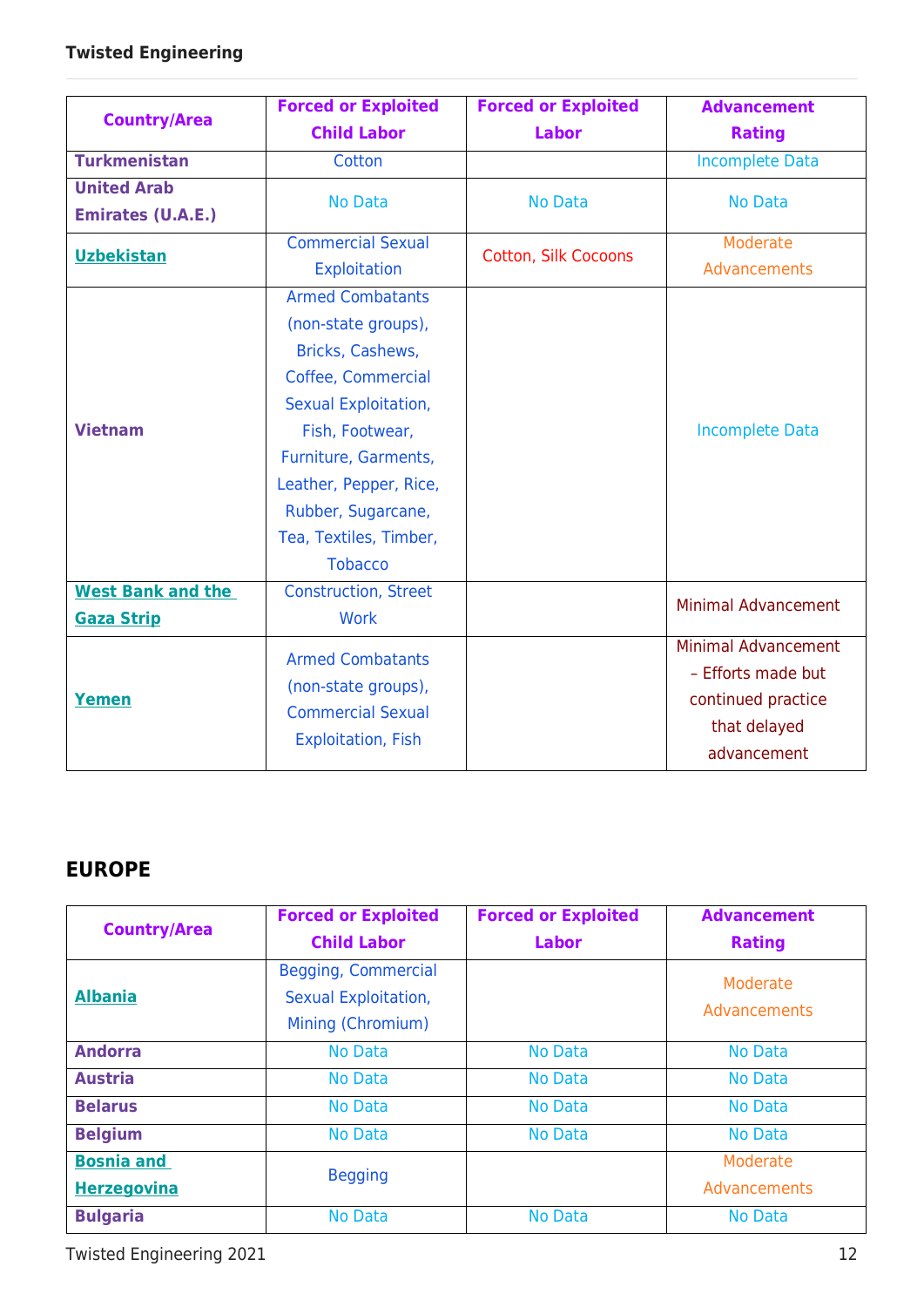| Country/Area | Forced or Exploited Child Labor | Forced or Exploited Labor | Advancement Rating |
|---|---|---|---|
| Turkmenistan | Cotton | | Incomplete Data |
| United Arab Emirates (U.A.E.) | No Data | No Data | No Data |
| Uzbekistan | Commercial Sexual Exploitation | Cotton, Silk Cocoons | Moderate Advancements |
| Vietnam | Armed Combatants (non-state groups), Bricks, Cashews, Coffee, Commercial Sexual Exploitation, Fish, Footwear, Furniture, Garments, Leather, Pepper, Rice, Rubber, Sugarcane, Tea, Textiles, Timber, Tobacco | | Incomplete Data |
| West Bank and the Gaza Strip | Construction, Street Work | | Minimal Advancement |
| Yemen | Armed Combatants (non-state groups), Commercial Sexual Exploitation, Fish | | Minimal Advancement – Efforts made but continued practice that delayed advancement |

## EUROPE

| Country/Area | Forced or Exploited Child Labor | Forced or Exploited Labor | Advancement Rating |
|---|---|---|---|
| Albania | Begging, Commercial Sexual Exploitation, Mining (Chromium) | | Moderate Advancements |
| Andorra | No Data | No Data | No Data |
| Austria | No Data | No Data | No Data |
| Belarus | No Data | No Data | No Data |
| Belgium | No Data | No Data | No Data |
| Bosnia and Herzegovina | Begging | | Moderate Advancements |
| Bulgaria | No Data | No Data | No Data |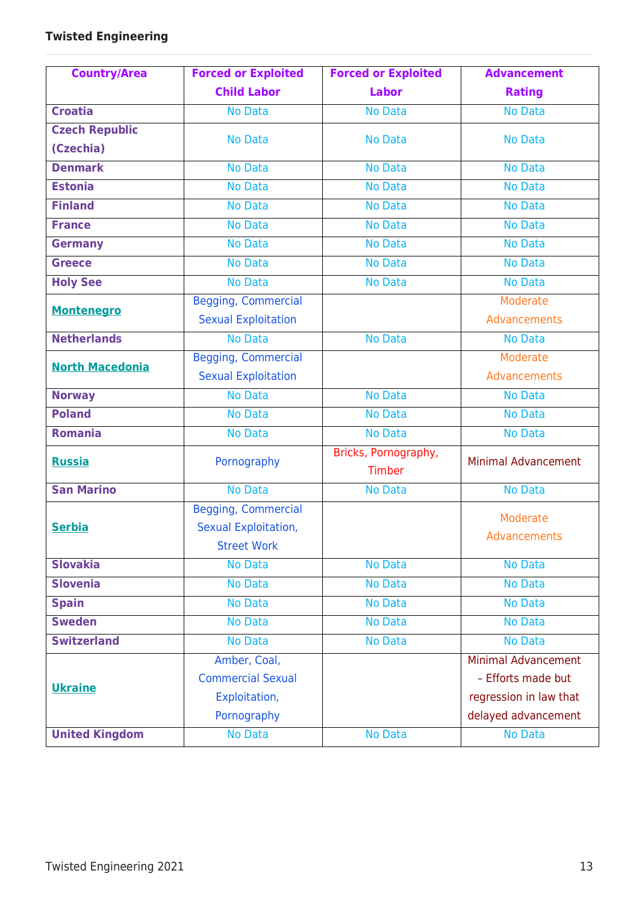| Country/Area | Forced or Exploited Child Labor | Forced or Exploited Labor | Advancement Rating |
|---|---|---|---|
| **Croatia** | No Data | No Data | No Data |
| **Czech Republic (Czechia)** | No Data | No Data | No Data |
| **Denmark** | No Data | No Data | No Data |
| **Estonia** | No Data | No Data | No Data |
| **Finland** | No Data | No Data | No Data |
| **France** | No Data | No Data | No Data |
| **Germany** | No Data | No Data | No Data |
| **Greece** | No Data | No Data | No Data |
| **Holy See** | No Data | No Data | No Data |
| **Montenegro** | Begging, Commercial Sexual Exploitation | | Moderate Advancements |
| **Netherlands** | No Data | No Data | No Data |
| **North Macedonia** | Begging, Commercial Sexual Exploitation | | Moderate Advancements |
| **Norway** | No Data | No Data | No Data |
| **Poland** | No Data | No Data | No Data |
| **Romania** | No Data | No Data | No Data |
| **Russia** | Pornography | Bricks, Pornography, Timber | Minimal Advancement |
| **San Marino** | No Data | No Data | No Data |
| **Serbia** | Begging, Commercial Sexual Exploitation, Street Work | | Moderate Advancements |
| **Slovakia** | No Data | No Data | No Data |
| **Slovenia** | No Data | No Data | No Data |
| **Spain** | No Data | No Data | No Data |
| **Sweden** | No Data | No Data | No Data |
| **Switzerland** | No Data | No Data | No Data |
| **Ukraine** | Amber, Coal, Commercial Sexual Exploitation, Pornography | | Minimal Advancement – Efforts made but regression in law that delayed advancement |
| **United Kingdom** | No Data | No Data | No Data |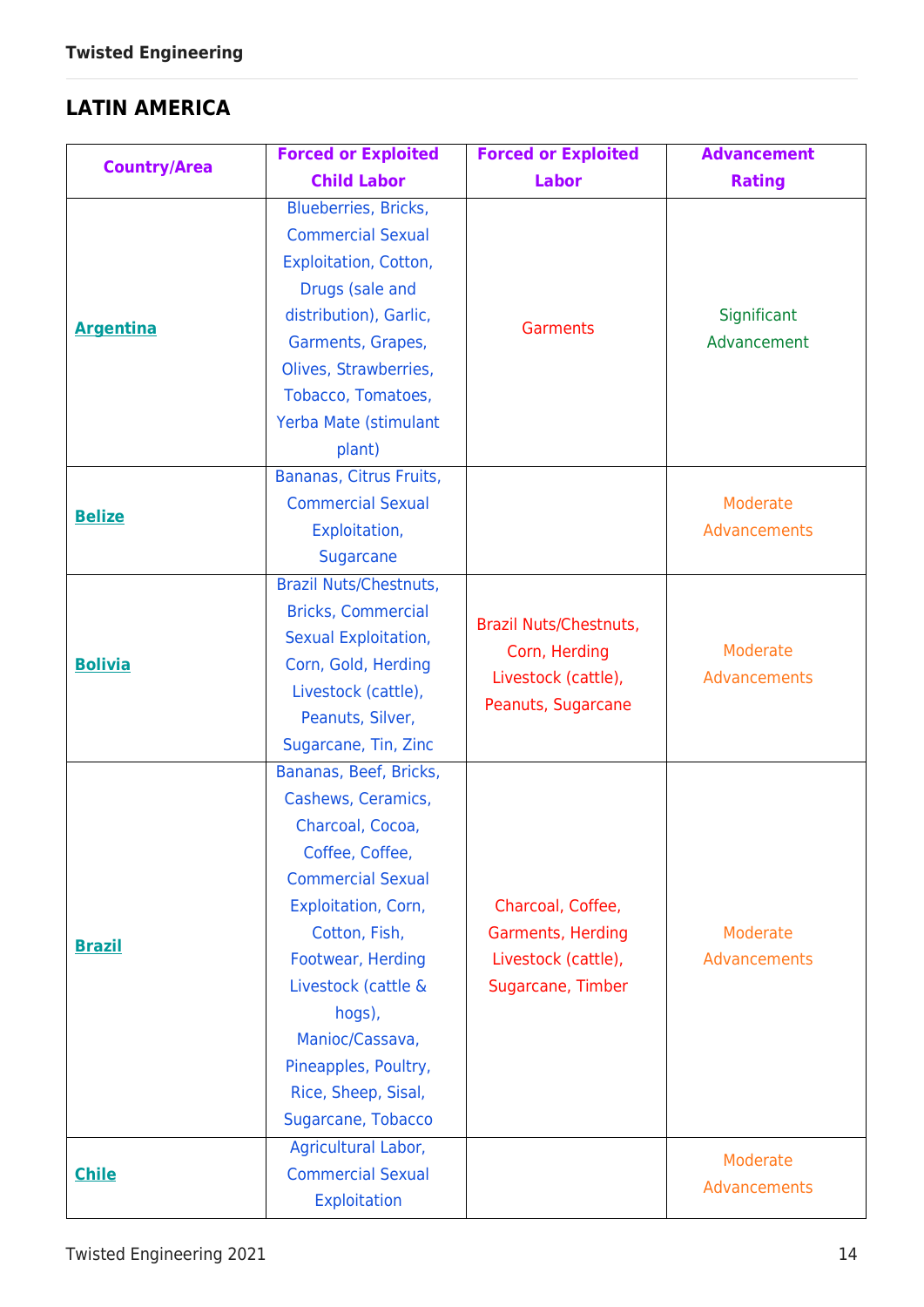## LATIN AMERICA

| Country/Area | Forced or Exploited Child Labor | Forced or Exploited Labor | Advancement Rating |
|---|---|---|---|
| **Argentina** | Blueberries, Bricks, Commercial Sexual Exploitation, Cotton, Drugs (sale and distribution), Garlic, Garments, Grapes, Olives, Strawberries, Tobacco, Tomatoes, Yerba Mate (stimulant plant) | Garments | Significant Advancement |
| **Belize** | Bananas, Citrus Fruits, Commercial Sexual Exploitation, Sugarcane | | Moderate Advancements |
| **Bolivia** | Brazil Nuts/Chestnuts, Bricks, Commercial Sexual Exploitation, Corn, Gold, Herding Livestock (cattle), Peanuts, Silver, Sugarcane, Tin, Zinc | Brazil Nuts/Chestnuts, Corn, Herding Livestock (cattle), Peanuts, Sugarcane | Moderate Advancements |
| **Brazil** | Bananas, Beef, Bricks, Cashews, Ceramics, Charcoal, Cocoa, Coffee, Coffee, Commercial Sexual Exploitation, Corn, Cotton, Fish, Footwear, Herding Livestock (cattle & hogs), Manioc/Cassava, Pineapples, Poultry, Rice, Sheep, Sisal, Sugarcane, Tobacco | Charcoal, Coffee, Garments, Herding Livestock (cattle), Sugarcane, Timber | Moderate Advancements |
| **Chile** | Agricultural Labor, Commercial Sexual Exploitation | | Moderate Advancements |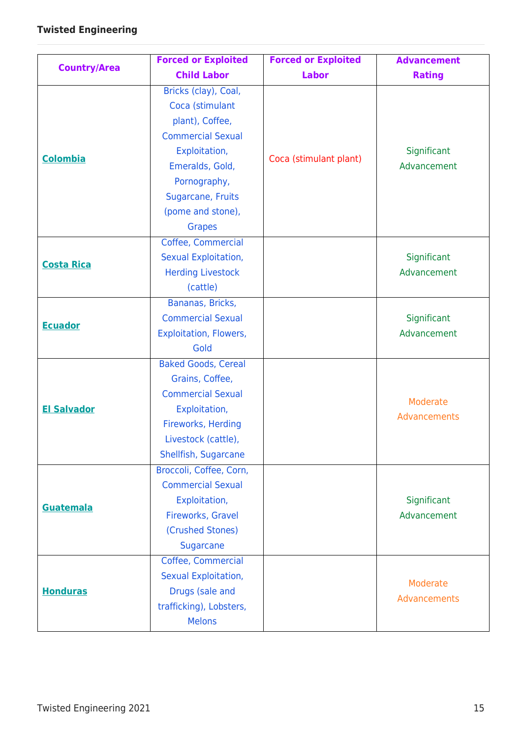| Country/Area | Forced or Exploited Child Labor | Forced or Exploited Labor | Advancement Rating |
|---|---|---|---|
| **Colombia** | Bricks (clay), Coal, Coca (stimulant plant), Coffee, Commercial Sexual Exploitation, Emeralds, Gold, Pornography, Sugarcane, Fruits (pome and stone), Grapes | Coca (stimulant plant) | Significant Advancement |
| **Costa Rica** | Coffee, Commercial Sexual Exploitation, Herding Livestock (cattle) | | Significant Advancement |
| **Ecuador** | Bananas, Bricks, Commercial Sexual Exploitation, Flowers, Gold | | Significant Advancement |
| **El Salvador** | Baked Goods, Cereal Grains, Coffee, Commercial Sexual Exploitation, Fireworks, Herding Livestock (cattle), Shellfish, Sugarcane | | Moderate Advancements |
| **Guatemala** | Broccoli, Coffee, Corn, Commercial Sexual Exploitation, Fireworks, Gravel (Crushed Stones) Sugarcane | | Significant Advancement |
| **Honduras** | Coffee, Commercial Sexual Exploitation, Drugs (sale and trafficking), Lobsters, Melons | | Moderate Advancements |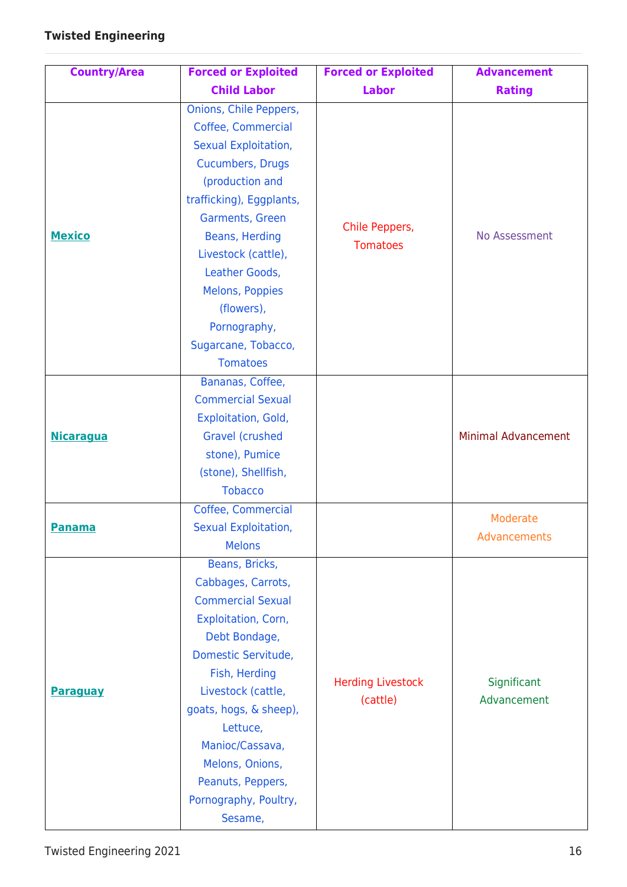| Country/Area | Forced or Exploited Child Labor | Forced or Exploited Labor | Advancement Rating |
|---|---|---|---|
| Mexico | Onions, Chile Peppers, Coffee, Commercial Sexual Exploitation, Cucumbers, Drugs (production and trafficking), Eggplants, Garments, Green Beans, Herding Livestock (cattle), Leather Goods, Melons, Poppies (flowers), Pornography, Sugarcane, Tobacco, Tomatoes | Chile Peppers, Tomatoes | No Assessment |
| Nicaragua | Bananas, Coffee, Commercial Sexual Exploitation, Gold, Gravel (crushed stone), Pumice (stone), Shellfish, Tobacco | | Minimal Advancement |
| Panama | Coffee, Commercial Sexual Exploitation, Melons | | Moderate Advancements |
| Paraguay | Beans, Bricks, Cabbages, Carrots, Commercial Sexual Exploitation, Corn, Debt Bondage, Domestic Servitude, Fish, Herding Livestock (cattle, goats, hogs, & sheep), Lettuce, Manioc/Cassava, Melons, Onions, Peanuts, Peppers, Pornography, Poultry, Sesame, | Herding Livestock (cattle) | Significant Advancement |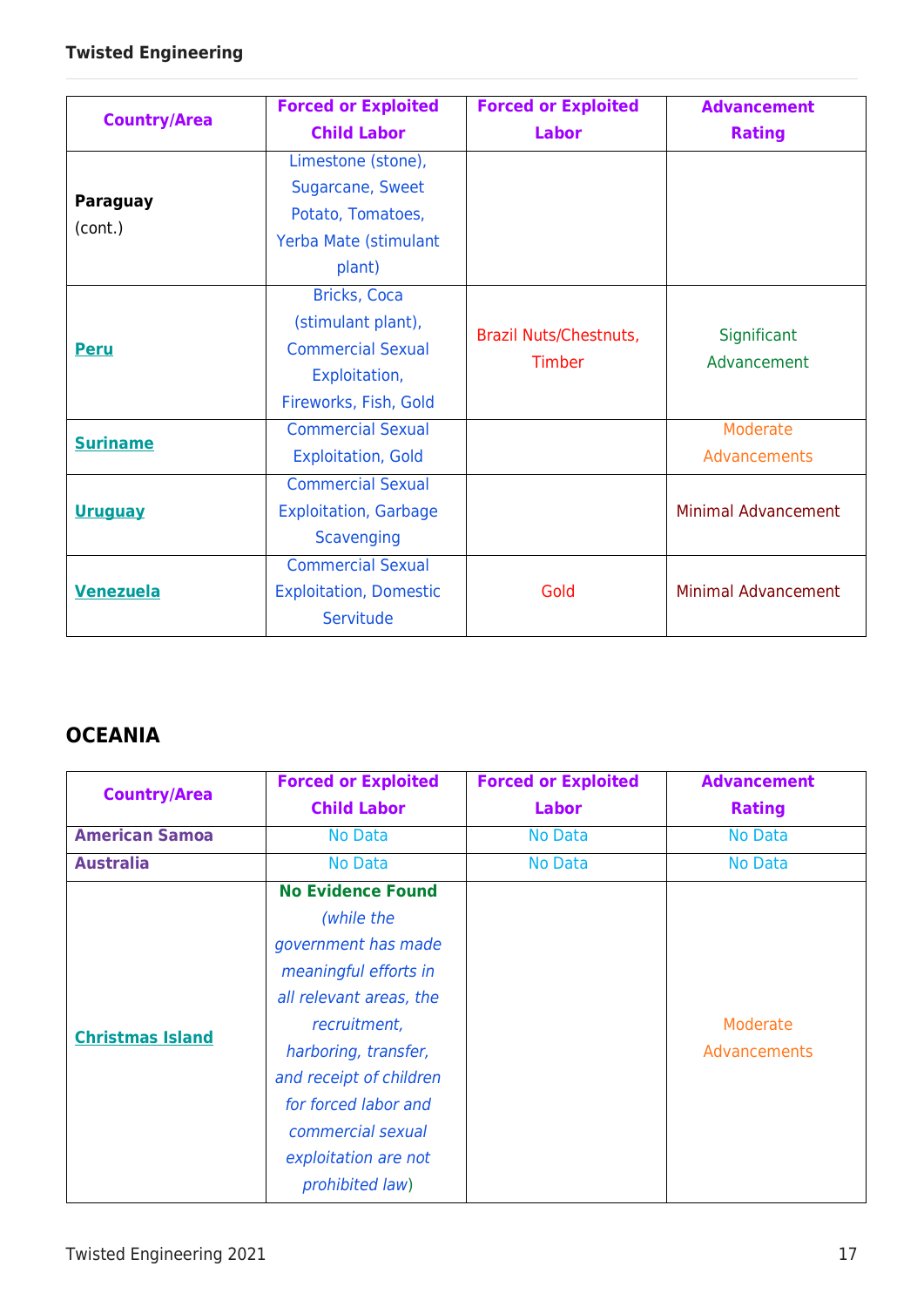| Country/Area | Forced or Exploited Child Labor | Forced or Exploited Labor | Advancement Rating |
|---|---|---|---|
| **Paraguay** (cont.) | Limestone (stone), Sugarcane, Sweet Potato, Tomatoes, Yerba Mate (stimulant plant) | | |
| **Peru** | Bricks, Coca (stimulant plant), Commercial Sexual Exploitation, Fireworks, Fish, Gold | Brazil Nuts/Chestnuts, Timber | Significant Advancement |
| **Suriname** | Commercial Sexual Exploitation, Gold | | Moderate Advancements |
| **Uruguay** | Commercial Sexual Exploitation, Garbage Scavenging | | Minimal Advancement |
| **Venezuela** | Commercial Sexual Exploitation, Domestic Servitude | Gold | Minimal Advancement |

## OCEANIA

| Country/Area | Forced or Exploited Child Labor | Forced or Exploited Labor | Advancement Rating |
|---|---|---|---|
| **American Samoa** | No Data | No Data | No Data |
| **Australia** | No Data | No Data | No Data |
| **Christmas Island** | **No Evidence Found** *(while the government has made meaningful efforts in all relevant areas, the recruitment, harboring, transfer, and receipt of children for forced labor and commercial sexual exploitation are not prohibited law)* | | Moderate Advancements |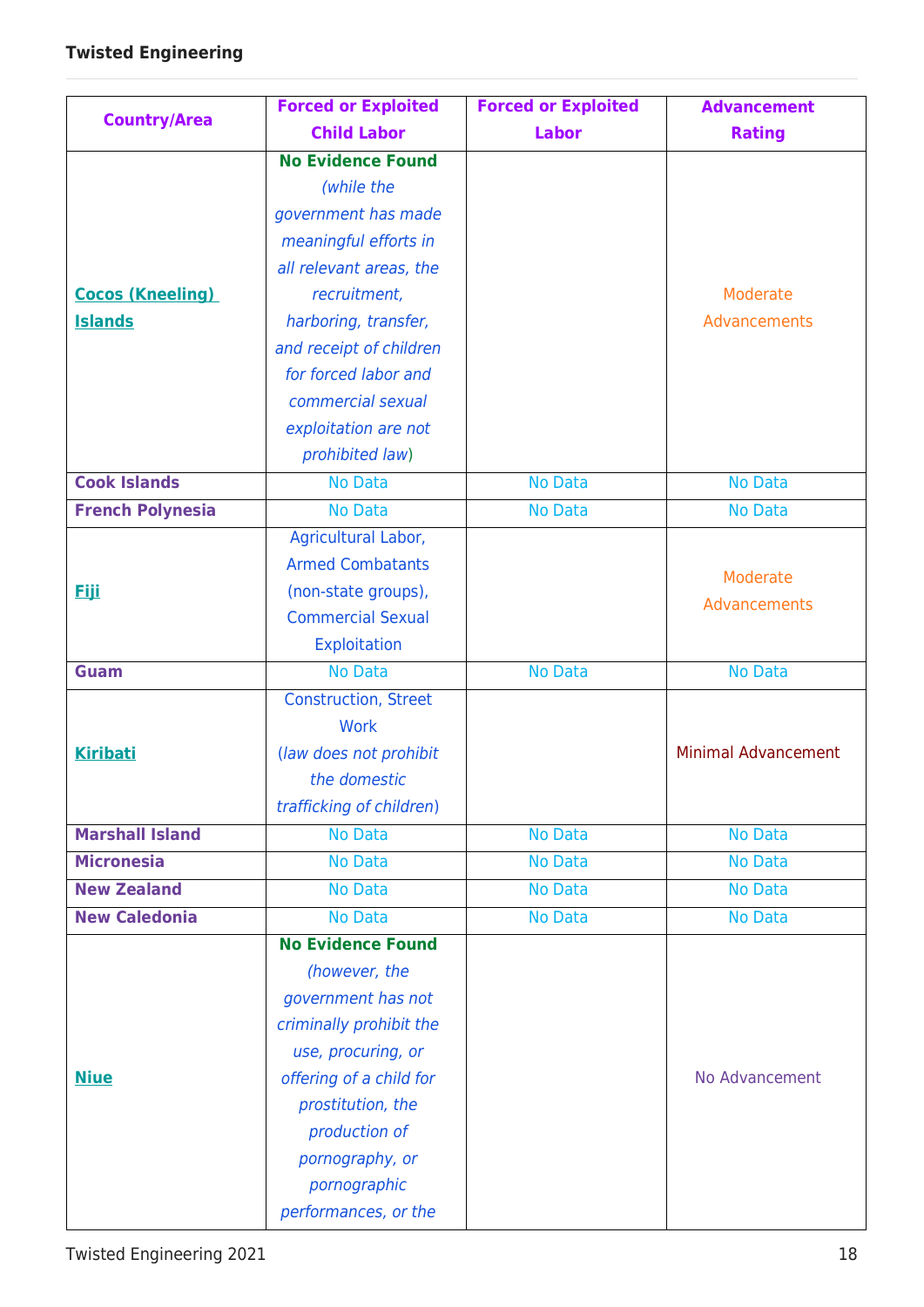| Country/Area | Forced or Exploited Child Labor | Forced or Exploited Labor | Advancement Rating |
|---|---|---|---|
| Cocos (Kneeling) Islands | **No Evidence Found** *(while the government has made meaningful efforts in all relevant areas, the recruitment, harboring, transfer, and receipt of children for forced labor and commercial sexual exploitation are not prohibited law*) | | Moderate Advancements |
| Cook Islands | No Data | No Data | No Data |
| French Polynesia | No Data | No Data | No Data |
| Fiji | Agricultural Labor, Armed Combatants (non-state groups), Commercial Sexual Exploitation | | Moderate Advancements |
| Guam | No Data | No Data | No Data |
| Kiribati | Construction, Street Work (*law does not prohibit the domestic trafficking of children*) | | Minimal Advancement |
| Marshall Island | No Data | No Data | No Data |
| Micronesia | No Data | No Data | No Data |
| New Zealand | No Data | No Data | No Data |
| New Caledonia | No Data | No Data | No Data |
| Niue | **No Evidence Found** *(however, the government has not criminally prohibit the use, procuring, or offering of a child for prostitution, the production of pornography, or pornographic performances, or the* | | No Advancement |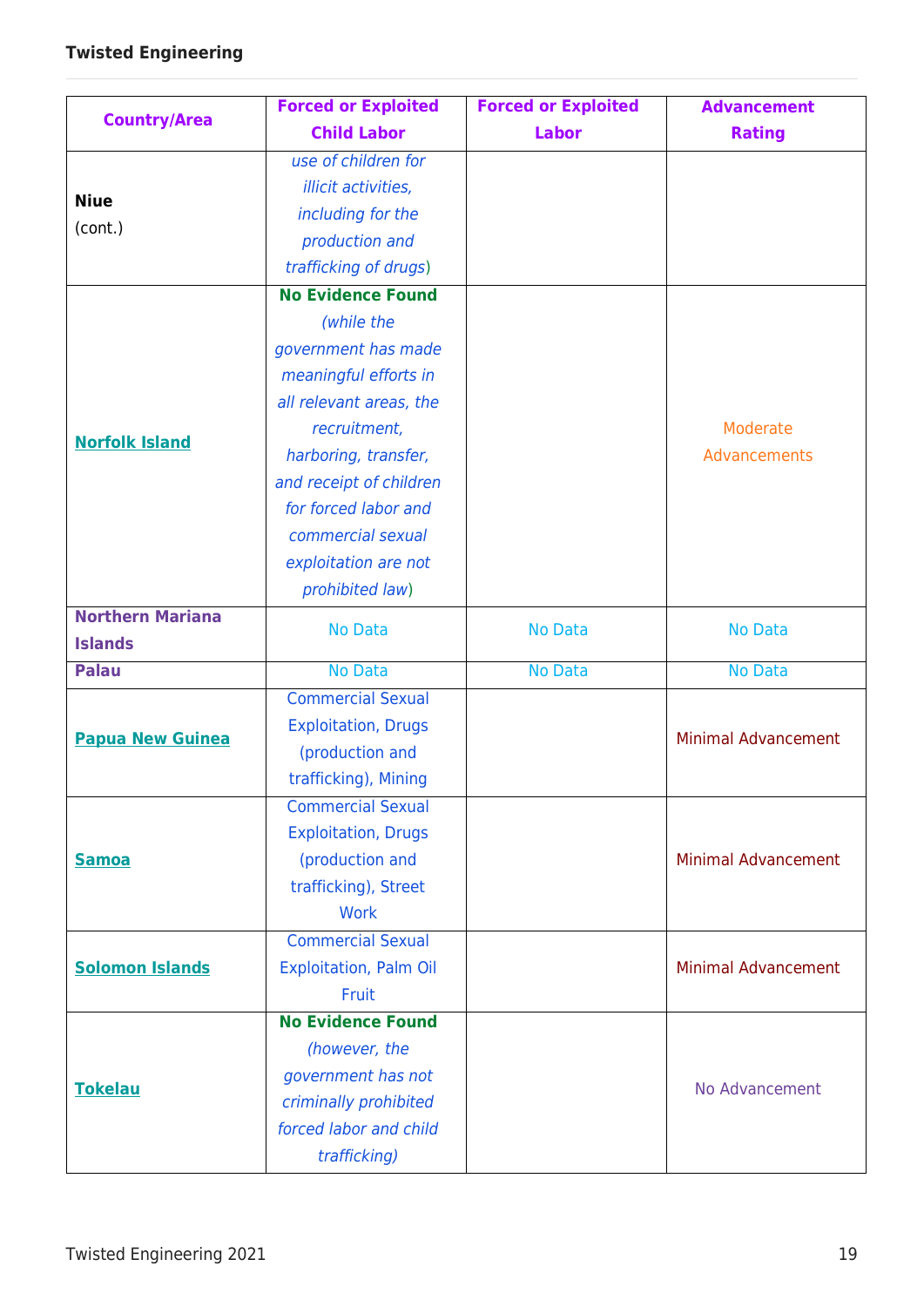| Country/Area | Forced or Exploited Child Labor | Forced or Exploited Labor | Advancement Rating |
|---|---|---|---|
| **Niue** (cont.) | *use of children for illicit activities, including for the production and trafficking of drugs*) | | |
| **Norfolk Island** | **No Evidence Found** *(while the government has made meaningful efforts in all relevant areas, the recruitment, harboring, transfer, and receipt of children for forced labor and commercial sexual exploitation are not prohibited law*) | | Moderate Advancements |
| **Northern Mariana Islands** | No Data | No Data | No Data |
| **Palau** | No Data | No Data | No Data |
| **Papua New Guinea** | Commercial Sexual Exploitation, Drugs (production and trafficking), Mining | | Minimal Advancement |
| **Samoa** | Commercial Sexual Exploitation, Drugs (production and trafficking), Street Work | | Minimal Advancement |
| **Solomon Islands** | Commercial Sexual Exploitation, Palm Oil Fruit | | Minimal Advancement |
| **Tokelau** | **No Evidence Found** *(however, the government has not criminally prohibited forced labor and child trafficking)* | | No Advancement |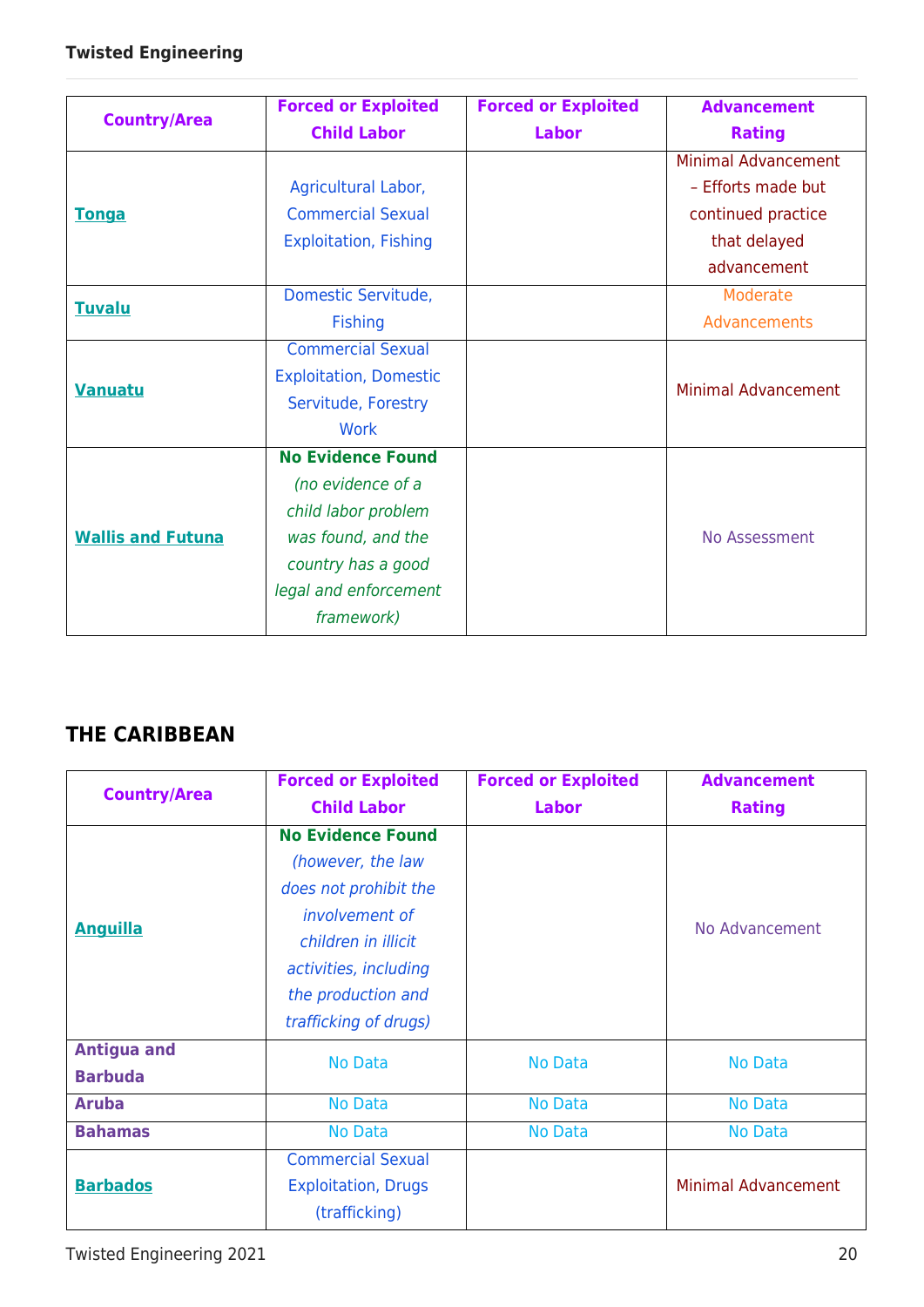| Country/Area | Forced or Exploited Child Labor | Forced or Exploited Labor | Advancement Rating |
|---|---|---|---|
| Tonga | Agricultural Labor, Commercial Sexual Exploitation, Fishing | | Minimal Advancement – Efforts made but continued practice that delayed advancement |
| Tuvalu | Domestic Servitude, Fishing | | Moderate Advancements |
| Vanuatu | Commercial Sexual Exploitation, Domestic Servitude, Forestry Work | | Minimal Advancement |
| Wallis and Futuna | **No Evidence Found** *(no evidence of a child labor problem was found, and the country has a good legal and enforcement framework)* | | No Assessment |

## THE CARIBBEAN

| Country/Area | Forced or Exploited Child Labor | Forced or Exploited Labor | Advancement Rating |
|---|---|---|---|
| Anguilla | **No Evidence Found** *(however, the law does not prohibit the involvement of children in illicit activities, including the production and trafficking of drugs)* | | No Advancement |
| **Antigua and Barbuda** | No Data | No Data | No Data |
| **Aruba** | No Data | No Data | No Data |
| **Bahamas** | No Data | No Data | No Data |
| Barbados | Commercial Sexual Exploitation, Drugs (trafficking) | | Minimal Advancement |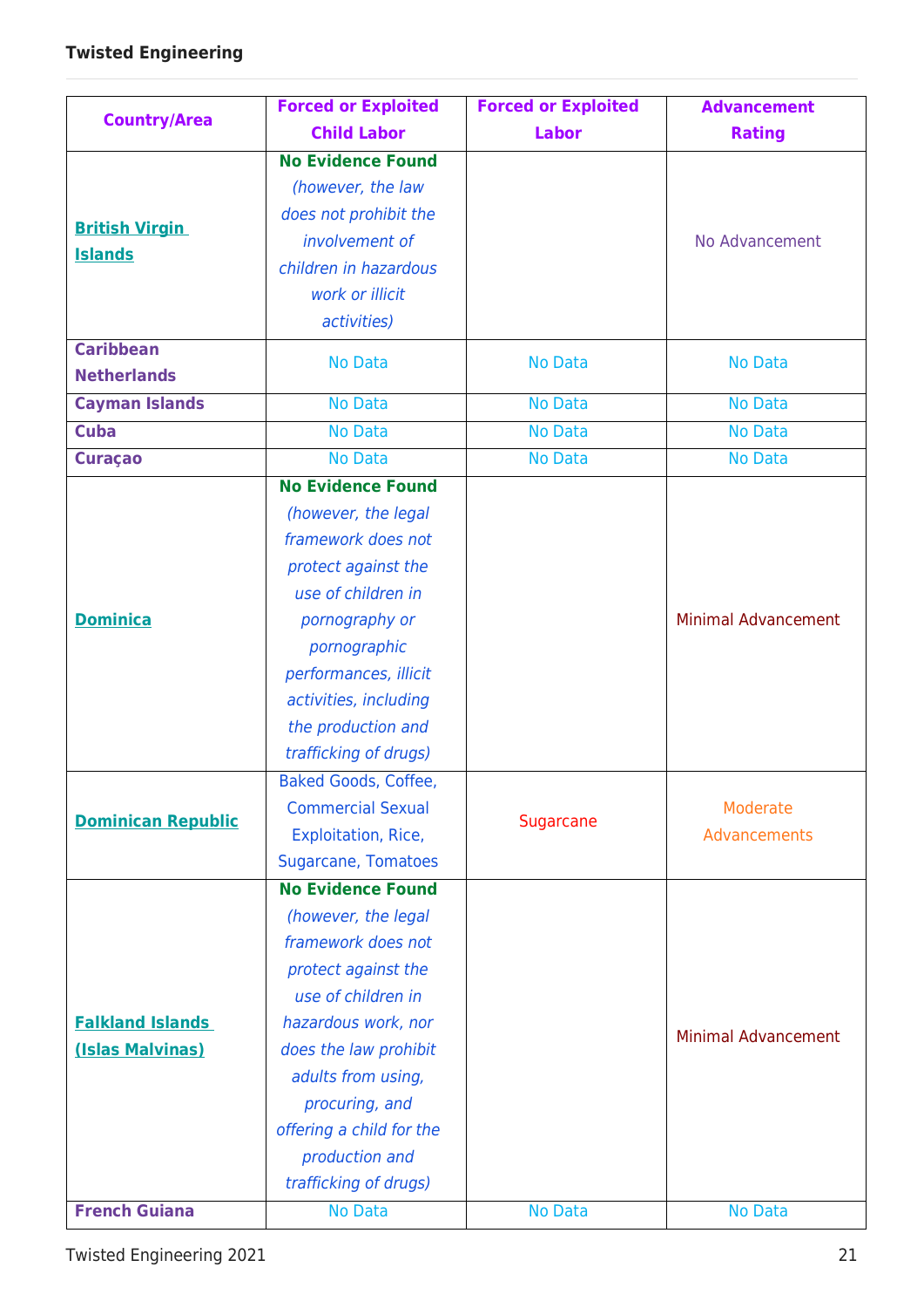| Country/Area | Forced or Exploited Child Labor | Forced or Exploited Labor | Advancement Rating |
|---|---|---|---|
| British Virgin Islands | **No Evidence Found** *(however, the law does not prohibit the involvement of children in hazardous work or illicit activities)* | | No Advancement |
| Caribbean Netherlands | No Data | No Data | No Data |
| Cayman Islands | No Data | No Data | No Data |
| Cuba | No Data | No Data | No Data |
| Curaçao | No Data | No Data | No Data |
| Dominica | **No Evidence Found** *(however, the legal framework does not protect against the use of children in pornography or pornographic performances, illicit activities, including the production and trafficking of drugs)* | | Minimal Advancement |
| Dominican Republic | Baked Goods, Coffee, Commercial Sexual Exploitation, Rice, Sugarcane, Tomatoes | Sugarcane | Moderate Advancements |
| Falkland Islands (Islas Malvinas) | **No Evidence Found** *(however, the legal framework does not protect against the use of children in hazardous work, nor does the law prohibit adults from using, procuring, and offering a child for the production and trafficking of drugs)* | | Minimal Advancement |
| French Guiana | No Data | No Data | No Data |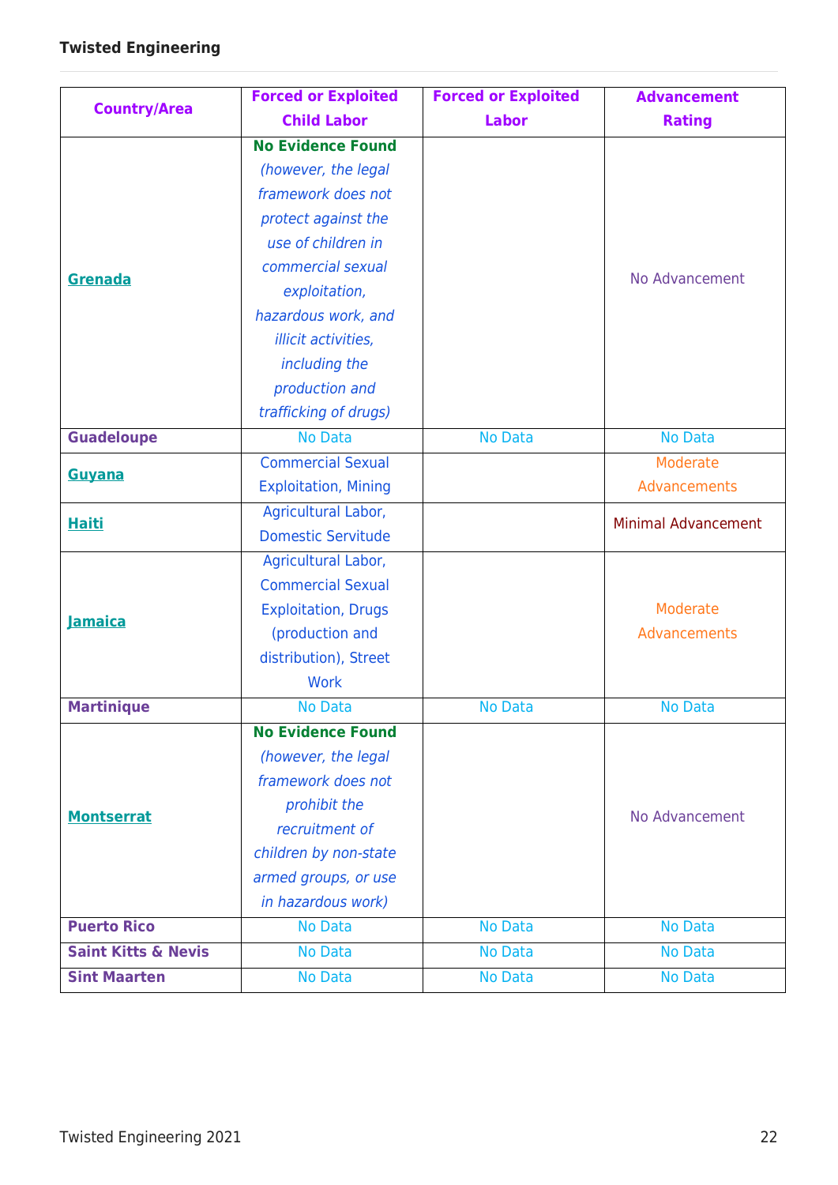| Country/Area | Forced or Exploited Child Labor | Forced or Exploited Labor | Advancement Rating |
|---|---|---|---|
| Grenada | **No Evidence Found** *(however, the legal framework does not protect against the use of children in commercial sexual exploitation, hazardous work, and illicit activities, including the production and trafficking of drugs)* | | No Advancement |
| **Guadeloupe** | No Data | No Data | No Data |
| Guyana | Commercial Sexual Exploitation, Mining | | Moderate Advancements |
| Haiti | Agricultural Labor, Domestic Servitude | | Minimal Advancement |
| Jamaica | Agricultural Labor, Commercial Sexual Exploitation, Drugs (production and distribution), Street Work | | Moderate Advancements |
| **Martinique** | No Data | No Data | No Data |
| Montserrat | **No Evidence Found** *(however, the legal framework does not prohibit the recruitment of children by non-state armed groups, or use in hazardous work)* | | No Advancement |
| **Puerto Rico** | No Data | No Data | No Data |
| **Saint Kitts & Nevis** | No Data | No Data | No Data |
| **Sint Maarten** | No Data | No Data | No Data |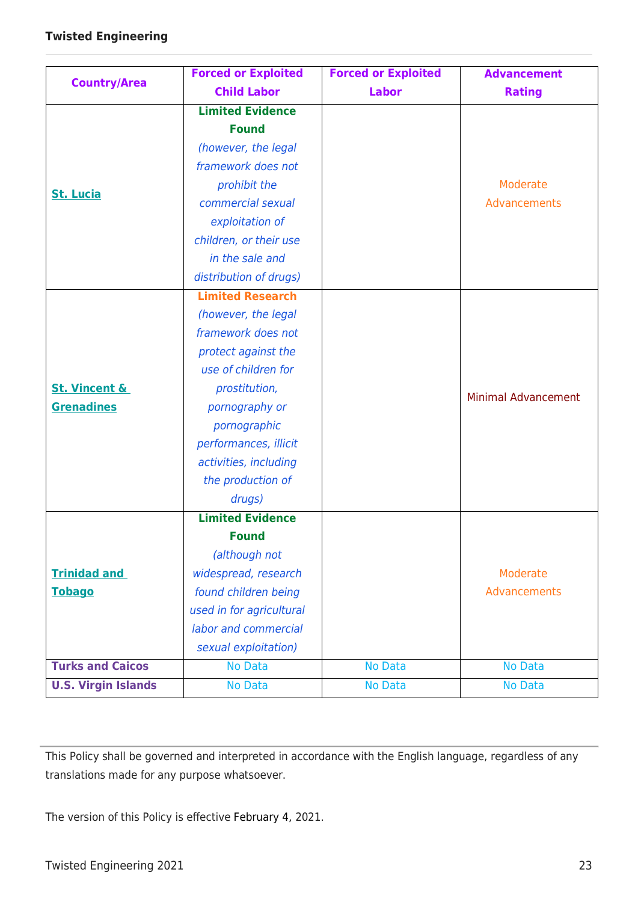| Country/Area | Forced or Exploited Child Labor | Forced or Exploited Labor | Advancement Rating |
|---|---|---|---|
| St. Lucia | **Limited Evidence Found** *(however, the legal framework does not prohibit the commercial sexual exploitation of children, or their use in the sale and distribution of drugs)* | | Moderate Advancements |
| St. Vincent & Grenadines | **Limited Research** *(however, the legal framework does not protect against the use of children for prostitution, pornography or pornographic performances, illicit activities, including the production of drugs)* | | Minimal Advancement |
| Trinidad and Tobago | **Limited Evidence Found** *(although not widespread, research found children being used in for agricultural labor and commercial sexual exploitation)* | | Moderate Advancements |
| Turks and Caicos | No Data | No Data | No Data |
| U.S. Virgin Islands | No Data | No Data | No Data |

This Policy shall be governed and interpreted in accordance with the English language, regardless of any translations made for any purpose whatsoever.

The version of this Policy is effective February 4, 2021.